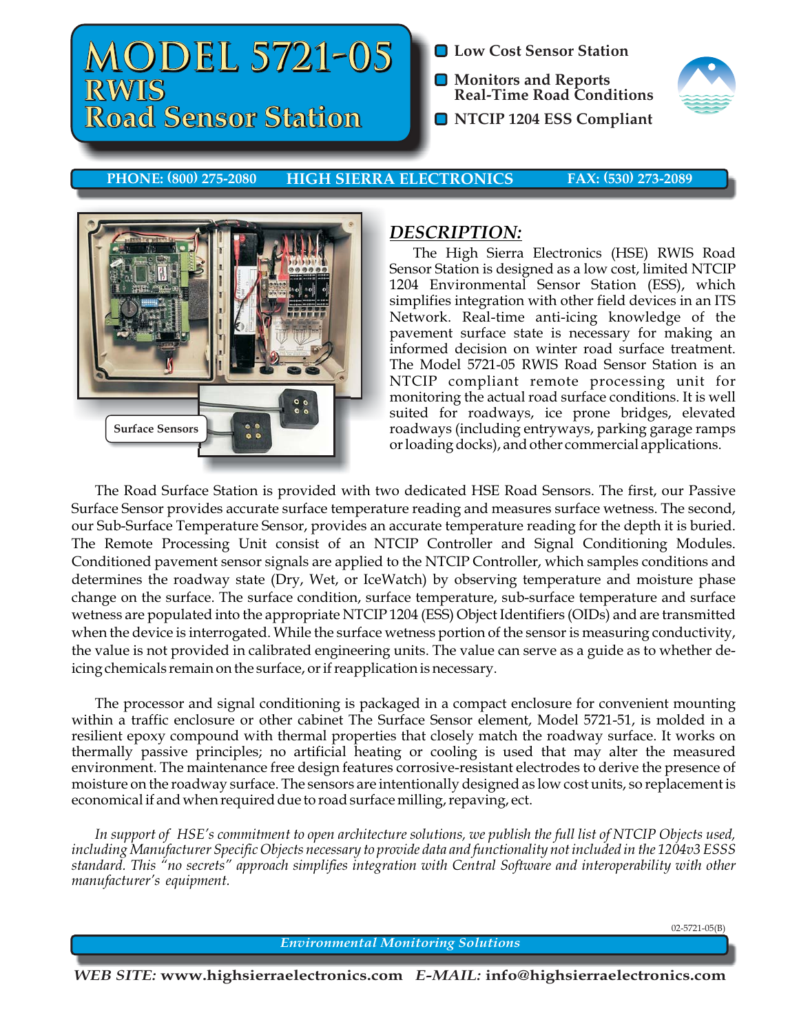# MODEL 5721-05
## RWIS
## Road Sensor Station

- Low Cost Sensor Station
- Monitors and Reports Real-Time Road Conditions
- NTCIP 1204 ESS Compliant

**PHONE: (800) 275-2080** **HIGH SIERRA ELECTRONICS** **FAX: (530) 273-2089**

Surface Sensors

## *DESCRIPTION:*

The High Sierra Electronics (HSE) RWIS Road Sensor Station is designed as a low cost, limited NTCIP 1204 Environmental Sensor Station (ESS), which simplifies integration with other field devices in an ITS Network. Real-time anti-icing knowledge of the pavement surface state is necessary for making an informed decision on winter road surface treatment. The Model 5721-05 RWIS Road Sensor Station is an NTCIP compliant remote processing unit for monitoring the actual road surface conditions. It is well suited for roadways, ice prone bridges, elevated roadways (including entryways, parking garage ramps or loading docks), and other commercial applications.

The Road Surface Station is provided with two dedicated HSE Road Sensors. The first, our Passive Surface Sensor provides accurate surface temperature reading and measures surface wetness. The second, our Sub-Surface Temperature Sensor, provides an accurate temperature reading for the depth it is buried. The Remote Processing Unit consist of an NTCIP Controller and Signal Conditioning Modules. Conditioned pavement sensor signals are applied to the NTCIP Controller, which samples conditions and determines the roadway state (Dry, Wet, or IceWatch) by observing temperature and moisture phase change on the surface. The surface condition, surface temperature, sub-surface temperature and surface wetness are populated into the appropriate NTCIP 1204 (ESS) Object Identifiers (OIDs) and are transmitted when the device is interrogated. While the surface wetness portion of the sensor is measuring conductivity, the value is not provided in calibrated engineering units. The value can serve as a guide as to whether de-icing chemicals remain on the surface, or if reapplication is necessary.

The processor and signal conditioning is packaged in a compact enclosure for convenient mounting within a traffic enclosure or other cabinet The Surface Sensor element, Model 5721-51, is molded in a resilient epoxy compound with thermal properties that closely match the roadway surface. It works on thermally passive principles; no artificial heating or cooling is used that may alter the measured environment. The maintenance free design features corrosive-resistant electrodes to derive the presence of moisture on the roadway surface. The sensors are intentionally designed as low cost units, so replacement is economical if and when required due to road surface milling, repaving, ect.

*In support of HSE's commitment to open architecture solutions, we publish the full list of NTCIP Objects used, including Manufacturer Specific Objects necessary to provide data and functionality not included in the 1204v3 ESSS standard. This "no secrets" approach simplifies integration with Central Software and interoperability with other manufacturer's equipment.*

02-5721-05(B)

*Environmental Monitoring Solutions*

***WEB SITE:*** **www.highsierraelectronics.com** ***E-MAIL:*** **info@highsierraelectronics.com**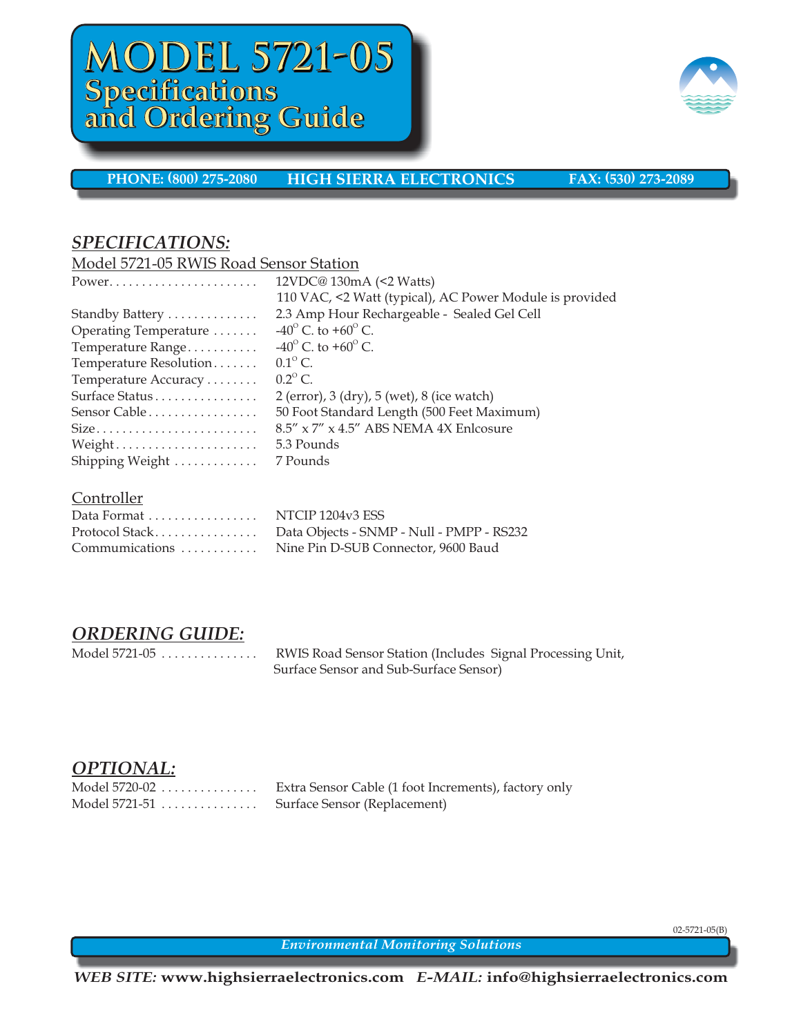# MODEL 5721-05
## Specifications and Ordering Guide

PHONE: (800) 275-2080 HIGH SIERRA ELECTRONICS FAX: (530) 273-2089

## *SPECIFICATIONS:*

Model 5721-05 RWIS Road Sensor Station

| | |
|---|---|
| Power | 12VDC@ 130mA (<2 Watts)<br>110 VAC, <2 Watt (typical), AC Power Module is provided |
| Standby Battery | 2.3 Amp Hour Rechargeable - Sealed Gel Cell |
| Operating Temperature | -40° C. to +60° C. |
| Temperature Range | -40° C. to +60° C. |
| Temperature Resolution | 0.1° C. |
| Temperature Accuracy | 0.2° C. |
| Surface Status | 2 (error), 3 (dry), 5 (wet), 8 (ice watch) |
| Sensor Cable | 50 Foot Standard Length (500 Feet Maximum) |
| Size | 8.5" x 7" x 4.5" ABS NEMA 4X Enlcosure |
| Weight | 5.3 Pounds |
| Shipping Weight | 7 Pounds |

Controller

| | |
|---|---|
| Data Format | NTCIP 1204v3 ESS |
| Protocol Stack | Data Objects - SNMP - Null - PMPP - RS232 |
| Commumications | Nine Pin D-SUB Connector, 9600 Baud |

## *ORDERING GUIDE:*

| | |
|---|---|
| Model 5721-05 | RWIS Road Sensor Station (Includes Signal Processing Unit, Surface Sensor and Sub-Surface Sensor) |

## *OPTIONAL:*

| | |
|---|---|
| Model 5720-02 | Extra Sensor Cable (1 foot Increments), factory only |
| Model 5721-51 | Surface Sensor (Replacement) |

02-5721-05(B)

*Environmental Monitoring Solutions*

*WEB SITE:* **www.highsierraelectronics.com** *E-MAIL:* **info@highsierraelectronics.com**